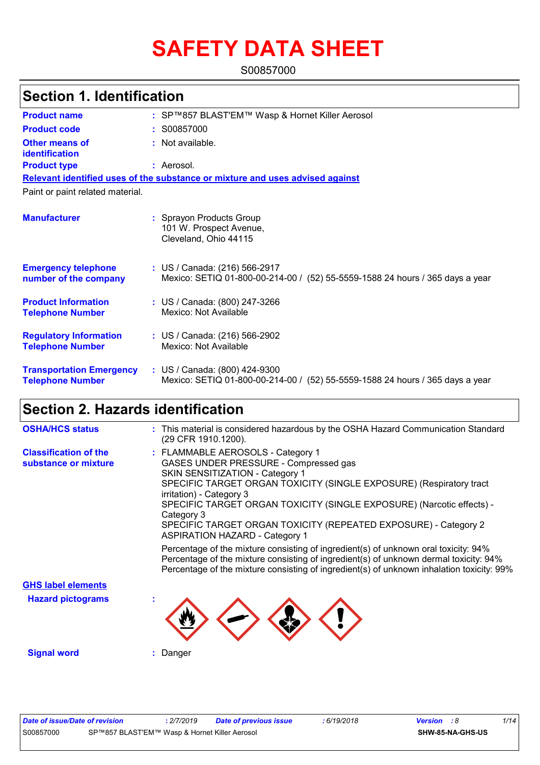# SAFETY DATA SHEET

S00857000

## Section 1. Identification

**Product name** : SP™857 BLAST'EM™ Wasp & Hornet Killer Aerosol

**Product code** : S00857000

**Other means of identification** : Not available.

**Product type** : Aerosol.

**Relevant identified uses of the substance or mixture and uses advised against**

Paint or paint related material.

**Manufacturer** : Sprayon Products Group
101 W. Prospect Avenue,
Cleveland, Ohio 44115

**Emergency telephone number of the company** : US / Canada: (216) 566-2917
Mexico: SETIQ 01-800-00-214-00 / (52) 55-5559-1588 24 hours / 365 days a year

**Product Information Telephone Number** : US / Canada: (800) 247-3266
Mexico: Not Available

**Regulatory Information Telephone Number** : US / Canada: (216) 566-2902
Mexico: Not Available

**Transportation Emergency Telephone Number** : US / Canada: (800) 424-9300
Mexico: SETIQ 01-800-00-214-00 / (52) 55-5559-1588 24 hours / 365 days a year

## Section 2. Hazards identification

**OSHA/HCS status** : This material is considered hazardous by the OSHA Hazard Communication Standard (29 CFR 1910.1200).

**Classification of the substance or mixture** : FLAMMABLE AEROSOLS - Category 1
GASES UNDER PRESSURE - Compressed gas
SKIN SENSITIZATION - Category 1
SPECIFIC TARGET ORGAN TOXICITY (SINGLE EXPOSURE) (Respiratory tract irritation) - Category 3
SPECIFIC TARGET ORGAN TOXICITY (SINGLE EXPOSURE) (Narcotic effects) - Category 3
SPECIFIC TARGET ORGAN TOXICITY (REPEATED EXPOSURE) - Category 2
ASPIRATION HAZARD - Category 1

Percentage of the mixture consisting of ingredient(s) of unknown oral toxicity: 94%
Percentage of the mixture consisting of ingredient(s) of unknown dermal toxicity: 94%
Percentage of the mixture consisting of ingredient(s) of unknown inhalation toxicity: 99%

**GHS label elements**

**Hazard pictograms** :

**Signal word** : Danger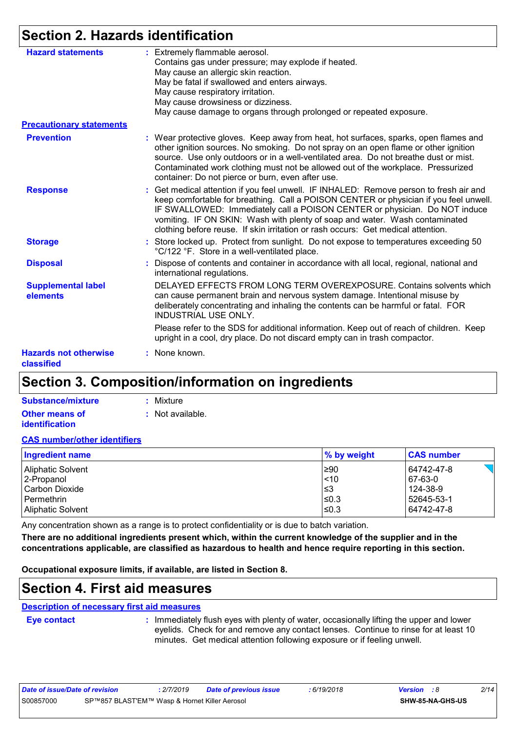# Section 2. Hazards identification

**Hazard statements** : Extremely flammable aerosol.
Contains gas under pressure; may explode if heated.
May cause an allergic skin reaction.
May be fatal if swallowed and enters airways.
May cause respiratory irritation.
May cause drowsiness or dizziness.
May cause damage to organs through prolonged or repeated exposure.

**Precautionary statements**

**Prevention** : Wear protective gloves. Keep away from heat, hot surfaces, sparks, open flames and other ignition sources. No smoking. Do not spray on an open flame or other ignition source. Use only outdoors or in a well-ventilated area. Do not breathe dust or mist. Contaminated work clothing must not be allowed out of the workplace. Pressurized container: Do not pierce or burn, even after use.

**Response** : Get medical attention if you feel unwell. IF INHALED: Remove person to fresh air and keep comfortable for breathing. Call a POISON CENTER or physician if you feel unwell. IF SWALLOWED: Immediately call a POISON CENTER or physician. Do NOT induce vomiting. IF ON SKIN: Wash with plenty of soap and water. Wash contaminated clothing before reuse. If skin irritation or rash occurs: Get medical attention.

**Storage** : Store locked up. Protect from sunlight. Do not expose to temperatures exceeding 50 °C/122 °F. Store in a well-ventilated place.

**Disposal** : Dispose of contents and container in accordance with all local, regional, national and international regulations.

**Supplemental label elements** DELAYED EFFECTS FROM LONG TERM OVEREXPOSURE. Contains solvents which can cause permanent brain and nervous system damage. Intentional misuse by deliberately concentrating and inhaling the contents can be harmful or fatal. FOR INDUSTRIAL USE ONLY.

Please refer to the SDS for additional information. Keep out of reach of children. Keep upright in a cool, dry place. Do not discard empty can in trash compactor.

**Hazards not otherwise classified** : None known.

# Section 3. Composition/information on ingredients

**Substance/mixture** : Mixture

**Other means of identification** : Not available.

**CAS number/other identifiers**

| Ingredient name | % by weight | CAS number |
|---|---|---|
| Aliphatic Solvent | ≥90 | 64742-47-8 |
| 2-Propanol | <10 | 67-63-0 |
| Carbon Dioxide | ≤3 | 124-38-9 |
| Permethrin | ≤0.3 | 52645-53-1 |
| Aliphatic Solvent | ≤0.3 | 64742-47-8 |

Any concentration shown as a range is to protect confidentiality or is due to batch variation.

**There are no additional ingredients present which, within the current knowledge of the supplier and in the concentrations applicable, are classified as hazardous to health and hence require reporting in this section.**

**Occupational exposure limits, if available, are listed in Section 8.**

# Section 4. First aid measures

**Description of necessary first aid measures**

**Eye contact** : Immediately flush eyes with plenty of water, occasionally lifting the upper and lower eyelids. Check for and remove any contact lenses. Continue to rinse for at least 10 minutes. Get medical attention following exposure or if feeling unwell.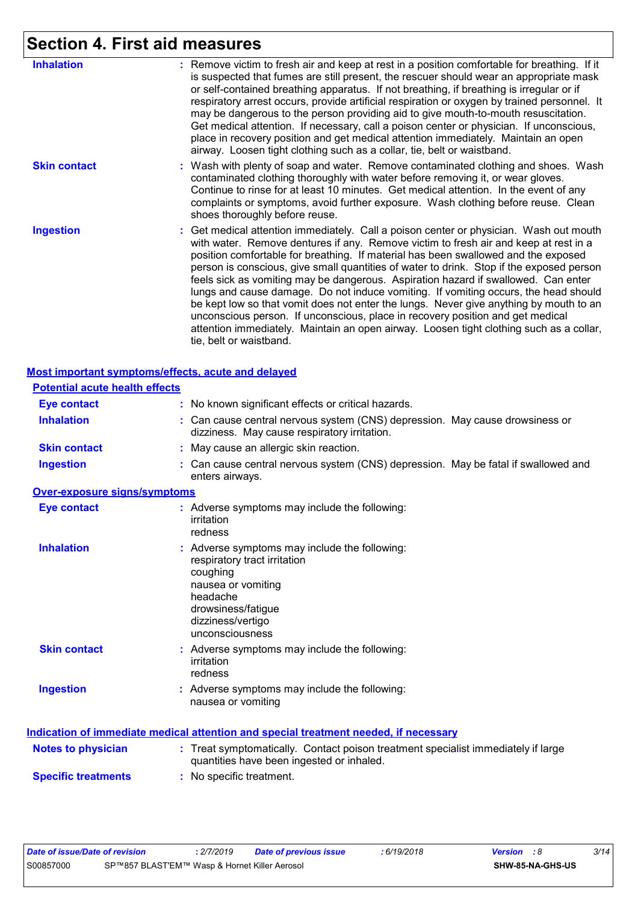# Section 4. First aid measures

**Inhalation** : Remove victim to fresh air and keep at rest in a position comfortable for breathing. If it is suspected that fumes are still present, the rescuer should wear an appropriate mask or self-contained breathing apparatus. If not breathing, if breathing is irregular or if respiratory arrest occurs, provide artificial respiration or oxygen by trained personnel. It may be dangerous to the person providing aid to give mouth-to-mouth resuscitation. Get medical attention. If necessary, call a poison center or physician. If unconscious, place in recovery position and get medical attention immediately. Maintain an open airway. Loosen tight clothing such as a collar, tie, belt or waistband.

**Skin contact** : Wash with plenty of soap and water. Remove contaminated clothing and shoes. Wash contaminated clothing thoroughly with water before removing it, or wear gloves. Continue to rinse for at least 10 minutes. Get medical attention. In the event of any complaints or symptoms, avoid further exposure. Wash clothing before reuse. Clean shoes thoroughly before reuse.

**Ingestion** : Get medical attention immediately. Call a poison center or physician. Wash out mouth with water. Remove dentures if any. Remove victim to fresh air and keep at rest in a position comfortable for breathing. If material has been swallowed and the exposed person is conscious, give small quantities of water to drink. Stop if the exposed person feels sick as vomiting may be dangerous. Aspiration hazard if swallowed. Can enter lungs and cause damage. Do not induce vomiting. If vomiting occurs, the head should be kept low so that vomit does not enter the lungs. Never give anything by mouth to an unconscious person. If unconscious, place in recovery position and get medical attention immediately. Maintain an open airway. Loosen tight clothing such as a collar, tie, belt or waistband.

## Most important symptoms/effects, acute and delayed

### Potential acute health effects

**Eye contact** : No known significant effects or critical hazards.

**Inhalation** : Can cause central nervous system (CNS) depression. May cause drowsiness or dizziness. May cause respiratory irritation.

**Skin contact** : May cause an allergic skin reaction.

**Ingestion** : Can cause central nervous system (CNS) depression. May be fatal if swallowed and enters airways.

### Over-exposure signs/symptoms

**Eye contact** : Adverse symptoms may include the following:
irritation
redness

**Inhalation** : Adverse symptoms may include the following:
respiratory tract irritation
coughing
nausea or vomiting
headache
drowsiness/fatigue
dizziness/vertigo
unconsciousness

**Skin contact** : Adverse symptoms may include the following:
irritation
redness

**Ingestion** : Adverse symptoms may include the following:
nausea or vomiting

## Indication of immediate medical attention and special treatment needed, if necessary

**Notes to physician** : Treat symptomatically. Contact poison treatment specialist immediately if large quantities have been ingested or inhaled.

**Specific treatments** : No specific treatment.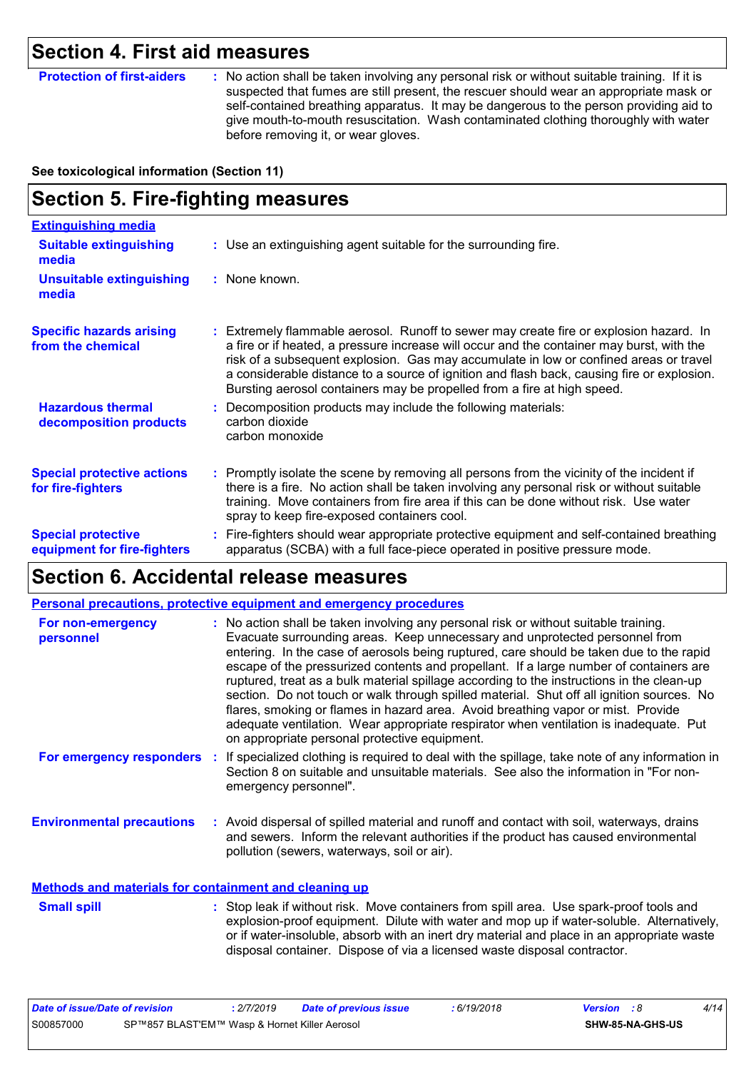## Section 4. First aid measures

**Protection of first-aiders** : No action shall be taken involving any personal risk or without suitable training. If it is suspected that fumes are still present, the rescuer should wear an appropriate mask or self-contained breathing apparatus. It may be dangerous to the person providing aid to give mouth-to-mouth resuscitation. Wash contaminated clothing thoroughly with water before removing it, or wear gloves.

**See toxicological information (Section 11)**

## Section 5. Fire-fighting measures

**Extinguishing media**

**Suitable extinguishing media** : Use an extinguishing agent suitable for the surrounding fire.

**Unsuitable extinguishing media** : None known.

**Specific hazards arising from the chemical** : Extremely flammable aerosol. Runoff to sewer may create fire or explosion hazard. In a fire or if heated, a pressure increase will occur and the container may burst, with the risk of a subsequent explosion. Gas may accumulate in low or confined areas or travel a considerable distance to a source of ignition and flash back, causing fire or explosion. Bursting aerosol containers may be propelled from a fire at high speed.

**Hazardous thermal decomposition products** : Decomposition products may include the following materials:
carbon dioxide
carbon monoxide

**Special protective actions for fire-fighters** : Promptly isolate the scene by removing all persons from the vicinity of the incident if there is a fire. No action shall be taken involving any personal risk or without suitable training. Move containers from fire area if this can be done without risk. Use water spray to keep fire-exposed containers cool.

**Special protective equipment for fire-fighters** : Fire-fighters should wear appropriate protective equipment and self-contained breathing apparatus (SCBA) with a full face-piece operated in positive pressure mode.

## Section 6. Accidental release measures

**Personal precautions, protective equipment and emergency procedures**

**For non-emergency personnel** : No action shall be taken involving any personal risk or without suitable training. Evacuate surrounding areas. Keep unnecessary and unprotected personnel from entering. In the case of aerosols being ruptured, care should be taken due to the rapid escape of the pressurized contents and propellant. If a large number of containers are ruptured, treat as a bulk material spillage according to the instructions in the clean-up section. Do not touch or walk through spilled material. Shut off all ignition sources. No flares, smoking or flames in hazard area. Avoid breathing vapor or mist. Provide adequate ventilation. Wear appropriate respirator when ventilation is inadequate. Put on appropriate personal protective equipment.

**For emergency responders** : If specialized clothing is required to deal with the spillage, take note of any information in Section 8 on suitable and unsuitable materials. See also the information in "For non-emergency personnel".

**Environmental precautions** : Avoid dispersal of spilled material and runoff and contact with soil, waterways, drains and sewers. Inform the relevant authorities if the product has caused environmental pollution (sewers, waterways, soil or air).

**Methods and materials for containment and cleaning up**

**Small spill** : Stop leak if without risk. Move containers from spill area. Use spark-proof tools and explosion-proof equipment. Dilute with water and mop up if water-soluble. Alternatively, or if water-insoluble, absorb with an inert dry material and place in an appropriate waste disposal container. Dispose of via a licensed waste disposal contractor.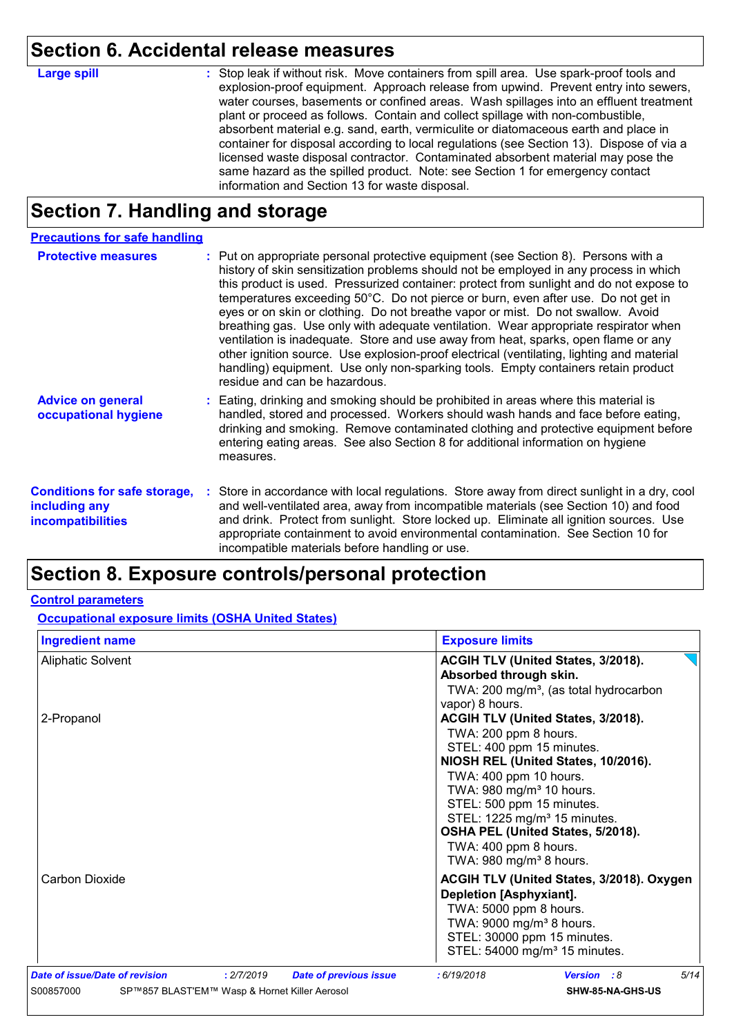## Section 6. Accidental release measures

**Large spill** : Stop leak if without risk. Move containers from spill area. Use spark-proof tools and explosion-proof equipment. Approach release from upwind. Prevent entry into sewers, water courses, basements or confined areas. Wash spillages into an effluent treatment plant or proceed as follows. Contain and collect spillage with non-combustible, absorbent material e.g. sand, earth, vermiculite or diatomaceous earth and place in container for disposal according to local regulations (see Section 13). Dispose of via a licensed waste disposal contractor. Contaminated absorbent material may pose the same hazard as the spilled product. Note: see Section 1 for emergency contact information and Section 13 for waste disposal.

## Section 7. Handling and storage

### Precautions for safe handling

**Protective measures** : Put on appropriate personal protective equipment (see Section 8). Persons with a history of skin sensitization problems should not be employed in any process in which this product is used. Pressurized container: protect from sunlight and do not expose to temperatures exceeding 50°C. Do not pierce or burn, even after use. Do not get in eyes or on skin or clothing. Do not breathe vapor or mist. Do not swallow. Avoid breathing gas. Use only with adequate ventilation. Wear appropriate respirator when ventilation is inadequate. Store and use away from heat, sparks, open flame or any other ignition source. Use explosion-proof electrical (ventilating, lighting and material handling) equipment. Use only non-sparking tools. Empty containers retain product residue and can be hazardous.

**Advice on general occupational hygiene** : Eating, drinking and smoking should be prohibited in areas where this material is handled, stored and processed. Workers should wash hands and face before eating, drinking and smoking. Remove contaminated clothing and protective equipment before entering eating areas. See also Section 8 for additional information on hygiene measures.

**Conditions for safe storage, including any incompatibilities** : Store in accordance with local regulations. Store away from direct sunlight in a dry, cool and well-ventilated area, away from incompatible materials (see Section 10) and food and drink. Protect from sunlight. Store locked up. Eliminate all ignition sources. Use appropriate containment to avoid environmental contamination. See Section 10 for incompatible materials before handling or use.

## Section 8. Exposure controls/personal protection

### Control parameters

#### Occupational exposure limits (OSHA United States)

| Ingredient name | Exposure limits |
|---|---|
| Aliphatic Solvent | **ACGIH TLV (United States, 3/2018). Absorbed through skin.**<br>TWA: 200 mg/m³, (as total hydrocarbon vapor) 8 hours. |
| 2-Propanol | **ACGIH TLV (United States, 3/2018).**<br>TWA: 200 ppm 8 hours.<br>STEL: 400 ppm 15 minutes.<br>**NIOSH REL (United States, 10/2016).**<br>TWA: 400 ppm 10 hours.<br>TWA: 980 mg/m³ 10 hours.<br>STEL: 500 ppm 15 minutes.<br>STEL: 1225 mg/m³ 15 minutes.<br>**OSHA PEL (United States, 5/2018).**<br>TWA: 400 ppm 8 hours.<br>TWA: 980 mg/m³ 8 hours. |
| Carbon Dioxide | **ACGIH TLV (United States, 3/2018). Oxygen Depletion [Asphyxiant].**<br>TWA: 5000 ppm 8 hours.<br>TWA: 9000 mg/m³ 8 hours.<br>STEL: 30000 ppm 15 minutes.<br>STEL: 54000 mg/m³ 15 minutes. |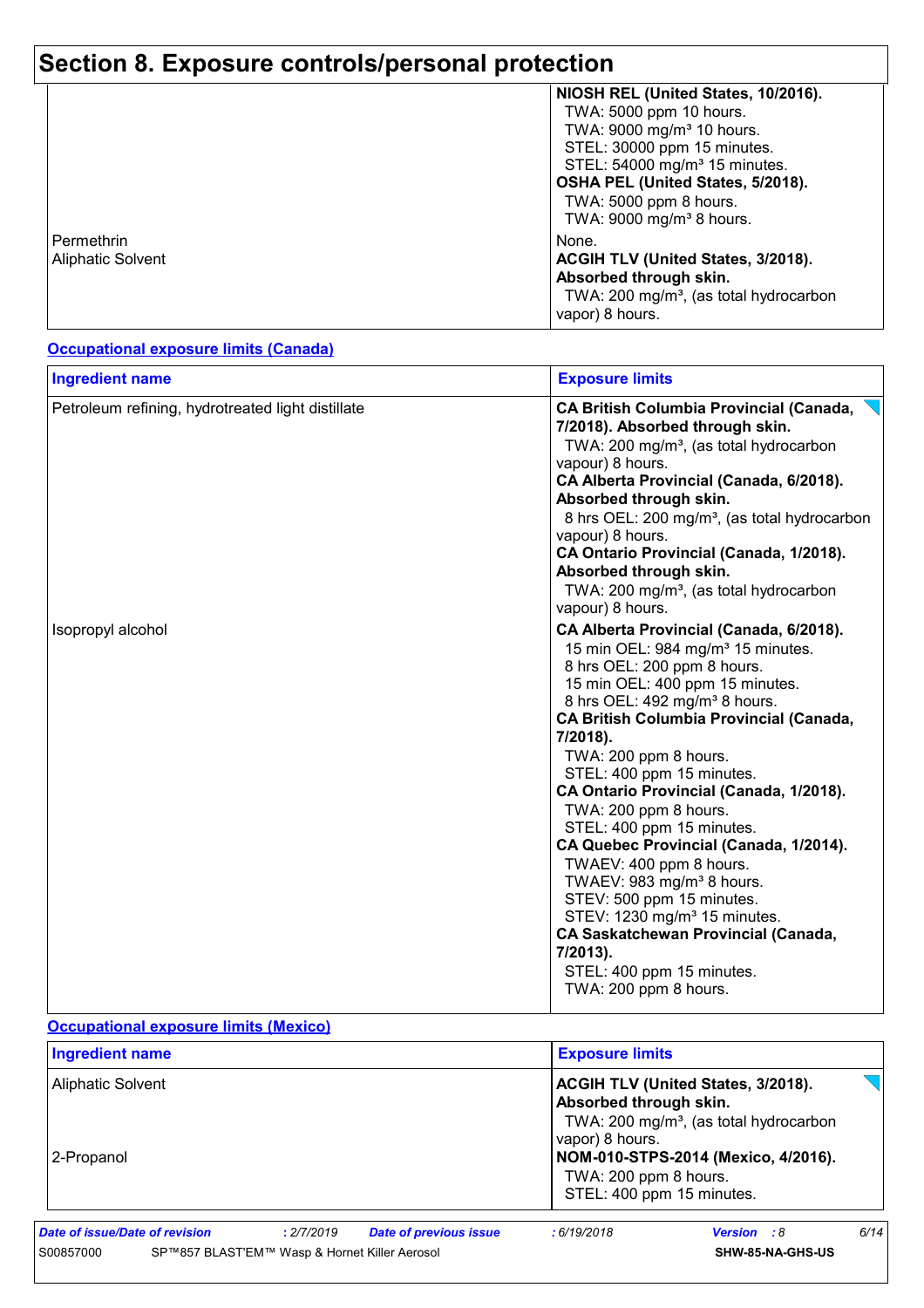# Section 8. Exposure controls/personal protection

| | |
|---|---|
| | **NIOSH REL (United States, 10/2016).**<br>TWA: 5000 ppm 10 hours.<br>TWA: 9000 mg/m³ 10 hours.<br>STEL: 30000 ppm 15 minutes.<br>STEL: 54000 mg/m³ 15 minutes.<br>**OSHA PEL (United States, 5/2018).**<br>TWA: 5000 ppm 8 hours.<br>TWA: 9000 mg/m³ 8 hours. |
| Permethrin | None. |
| Aliphatic Solvent | **ACGIH TLV (United States, 3/2018). Absorbed through skin.**<br>TWA: 200 mg/m³, (as total hydrocarbon vapor) 8 hours. |

**Occupational exposure limits (Canada)**

| Ingredient name | Exposure limits |
|---|---|
| Petroleum refining, hydrotreated light distillate | **CA British Columbia Provincial (Canada, 7/2018). Absorbed through skin.**<br>TWA: 200 mg/m³, (as total hydrocarbon vapour) 8 hours.<br>**CA Alberta Provincial (Canada, 6/2018). Absorbed through skin.**<br>8 hrs OEL: 200 mg/m³, (as total hydrocarbon vapour) 8 hours.<br>**CA Ontario Provincial (Canada, 1/2018). Absorbed through skin.**<br>TWA: 200 mg/m³, (as total hydrocarbon vapour) 8 hours. |
| Isopropyl alcohol | **CA Alberta Provincial (Canada, 6/2018).**<br>15 min OEL: 984 mg/m³ 15 minutes.<br>8 hrs OEL: 200 ppm 8 hours.<br>15 min OEL: 400 ppm 15 minutes.<br>8 hrs OEL: 492 mg/m³ 8 hours.<br>**CA British Columbia Provincial (Canada, 7/2018).**<br>TWA: 200 ppm 8 hours.<br>STEL: 400 ppm 15 minutes.<br>**CA Ontario Provincial (Canada, 1/2018).**<br>TWA: 200 ppm 8 hours.<br>STEL: 400 ppm 15 minutes.<br>**CA Quebec Provincial (Canada, 1/2014).**<br>TWAEV: 400 ppm 8 hours.<br>TWAEV: 983 mg/m³ 8 hours.<br>STEV: 500 ppm 15 minutes.<br>STEV: 1230 mg/m³ 15 minutes.<br>**CA Saskatchewan Provincial (Canada, 7/2013).**<br>STEL: 400 ppm 15 minutes.<br>TWA: 200 ppm 8 hours. |

**Occupational exposure limits (Mexico)**

| Ingredient name | Exposure limits |
|---|---|
| Aliphatic Solvent | **ACGIH TLV (United States, 3/2018). Absorbed through skin.**<br>TWA: 200 mg/m³, (as total hydrocarbon vapor) 8 hours. |
| 2-Propanol | **NOM-010-STPS-2014 (Mexico, 4/2016).**<br>TWA: 200 ppm 8 hours.<br>STEL: 400 ppm 15 minutes. |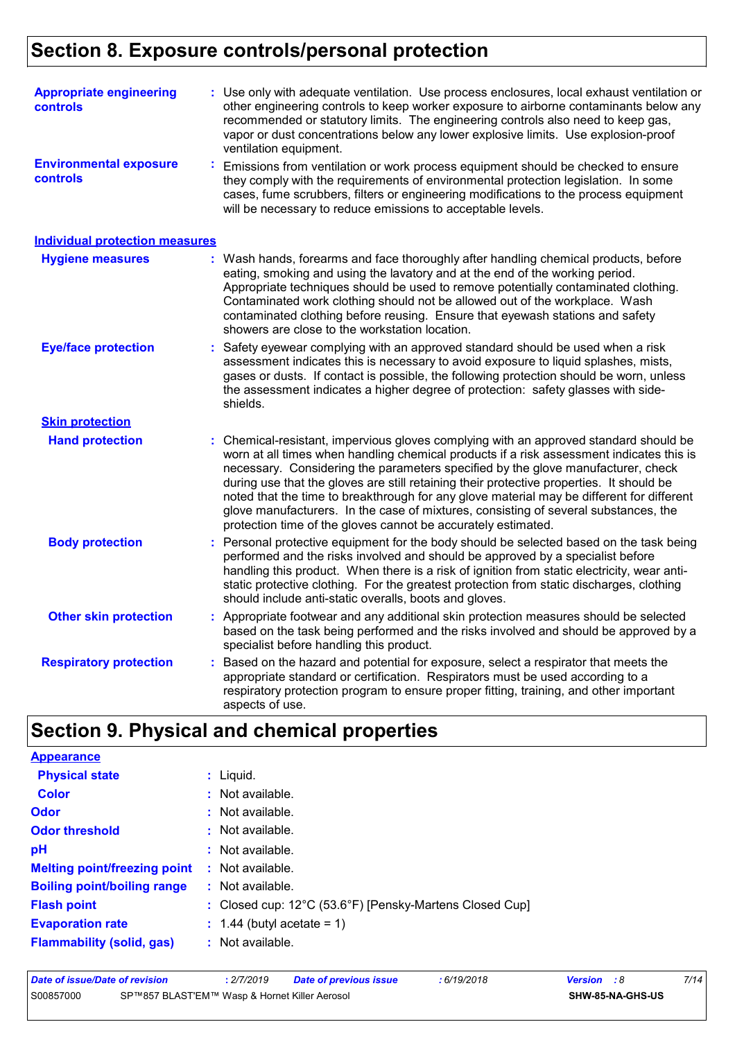# Section 8. Exposure controls/personal protection

**Appropriate engineering controls** : Use only with adequate ventilation. Use process enclosures, local exhaust ventilation or other engineering controls to keep worker exposure to airborne contaminants below any recommended or statutory limits. The engineering controls also need to keep gas, vapor or dust concentrations below any lower explosive limits. Use explosion-proof ventilation equipment.

**Environmental exposure controls** : Emissions from ventilation or work process equipment should be checked to ensure they comply with the requirements of environmental protection legislation. In some cases, fume scrubbers, filters or engineering modifications to the process equipment will be necessary to reduce emissions to acceptable levels.

## Individual protection measures

**Hygiene measures** : Wash hands, forearms and face thoroughly after handling chemical products, before eating, smoking and using the lavatory and at the end of the working period. Appropriate techniques should be used to remove potentially contaminated clothing. Contaminated work clothing should not be allowed out of the workplace. Wash contaminated clothing before reusing. Ensure that eyewash stations and safety showers are close to the workstation location.

**Eye/face protection** : Safety eyewear complying with an approved standard should be used when a risk assessment indicates this is necessary to avoid exposure to liquid splashes, mists, gases or dusts. If contact is possible, the following protection should be worn, unless the assessment indicates a higher degree of protection: safety glasses with side-shields.

### Skin protection

**Hand protection** : Chemical-resistant, impervious gloves complying with an approved standard should be worn at all times when handling chemical products if a risk assessment indicates this is necessary. Considering the parameters specified by the glove manufacturer, check during use that the gloves are still retaining their protective properties. It should be noted that the time to breakthrough for any glove material may be different for different glove manufacturers. In the case of mixtures, consisting of several substances, the protection time of the gloves cannot be accurately estimated.

**Body protection** : Personal protective equipment for the body should be selected based on the task being performed and the risks involved and should be approved by a specialist before handling this product. When there is a risk of ignition from static electricity, wear anti-static protective clothing. For the greatest protection from static discharges, clothing should include anti-static overalls, boots and gloves.

**Other skin protection** : Appropriate footwear and any additional skin protection measures should be selected based on the task being performed and the risks involved and should be approved by a specialist before handling this product.

**Respiratory protection** : Based on the hazard and potential for exposure, select a respirator that meets the appropriate standard or certification. Respirators must be used according to a respiratory protection program to ensure proper fitting, training, and other important aspects of use.

# Section 9. Physical and chemical properties

## Appearance

**Physical state** : Liquid.

**Color** : Not available.

**Odor** : Not available.

**Odor threshold** : Not available.

**pH** : Not available.

**Melting point/freezing point** : Not available.

**Boiling point/boiling range** : Not available.

**Flash point** : Closed cup: 12°C (53.6°F) [Pensky-Martens Closed Cup]

**Evaporation rate** : 1.44 (butyl acetate = 1)

**Flammability (solid, gas)** : Not available.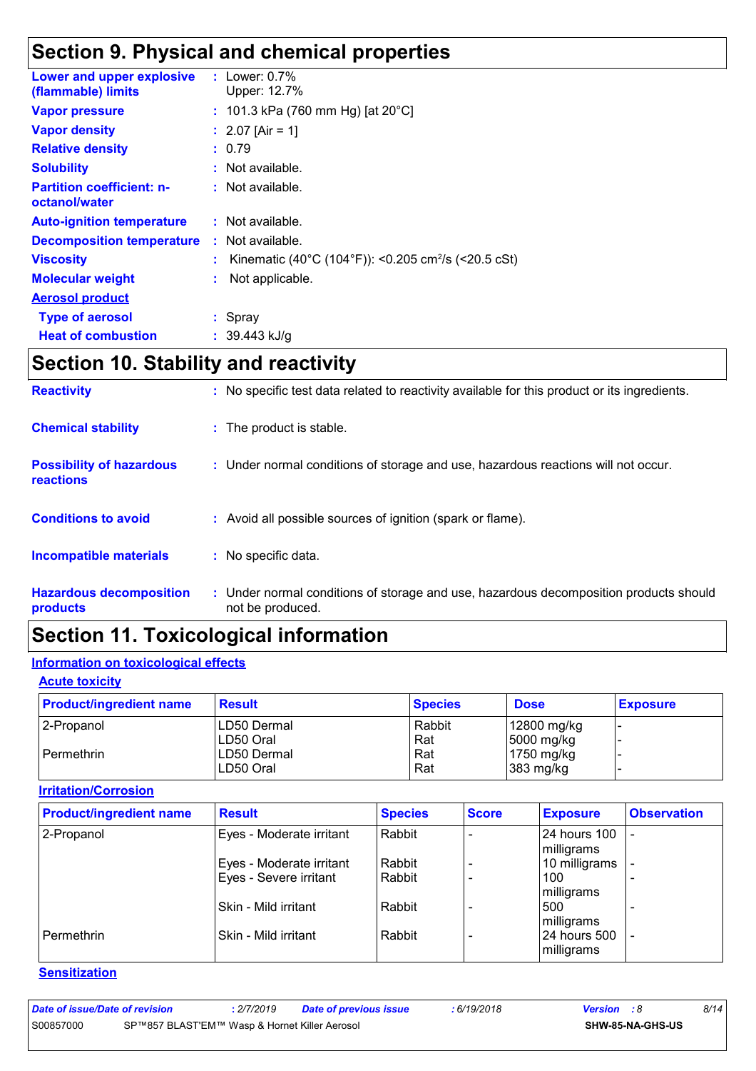## Section 9. Physical and chemical properties

| | |
|---|---|
| **Lower and upper explosive (flammable) limits** | : Lower: 0.7%<br>Upper: 12.7% |
| **Vapor pressure** | : 101.3 kPa (760 mm Hg) [at 20°C] |
| **Vapor density** | : 2.07 [Air = 1] |
| **Relative density** | : 0.79 |
| **Solubility** | : Not available. |
| **Partition coefficient: n-octanol/water** | : Not available. |
| **Auto-ignition temperature** | : Not available. |
| **Decomposition temperature** | : Not available. |
| **Viscosity** | : Kinematic (40°C (104°F)): <0.205 $cm^2/s$ (<20.5 cSt) |
| **Molecular weight** | : Not applicable. |

**Aerosol product**

| | |
|---|---|
| **Type of aerosol** | : Spray |
| **Heat of combustion** | : 39.443 kJ/g |

## Section 10. Stability and reactivity

| | |
|---|---|
| **Reactivity** | : No specific test data related to reactivity available for this product or its ingredients. |
| **Chemical stability** | : The product is stable. |
| **Possibility of hazardous reactions** | : Under normal conditions of storage and use, hazardous reactions will not occur. |
| **Conditions to avoid** | : Avoid all possible sources of ignition (spark or flame). |
| **Incompatible materials** | : No specific data. |
| **Hazardous decomposition products** | : Under normal conditions of storage and use, hazardous decomposition products should not be produced. |

## Section 11. Toxicological information

### Information on toxicological effects

**Acute toxicity**

| Product/ingredient name | Result | Species | Dose | Exposure |
|---|---|---|---|---|
| 2-Propanol | LD50 Dermal | Rabbit | 12800 mg/kg | - |
| | LD50 Oral | Rat | 5000 mg/kg | - |
| Permethrin | LD50 Dermal | Rat | 1750 mg/kg | - |
| | LD50 Oral | Rat | 383 mg/kg | - |

**Irritation/Corrosion**

| Product/ingredient name | Result | Species | Score | Exposure | Observation |
|---|---|---|---|---|---|
| 2-Propanol | Eyes - Moderate irritant | Rabbit | - | 24 hours 100 milligrams | - |
| | Eyes - Moderate irritant | Rabbit | - | 10 milligrams | - |
| | Eyes - Severe irritant | Rabbit | - | 100 milligrams | - |
| | Skin - Mild irritant | Rabbit | - | 500 milligrams | - |
| Permethrin | Skin - Mild irritant | Rabbit | - | 24 hours 500 milligrams | - |

**Sensitization**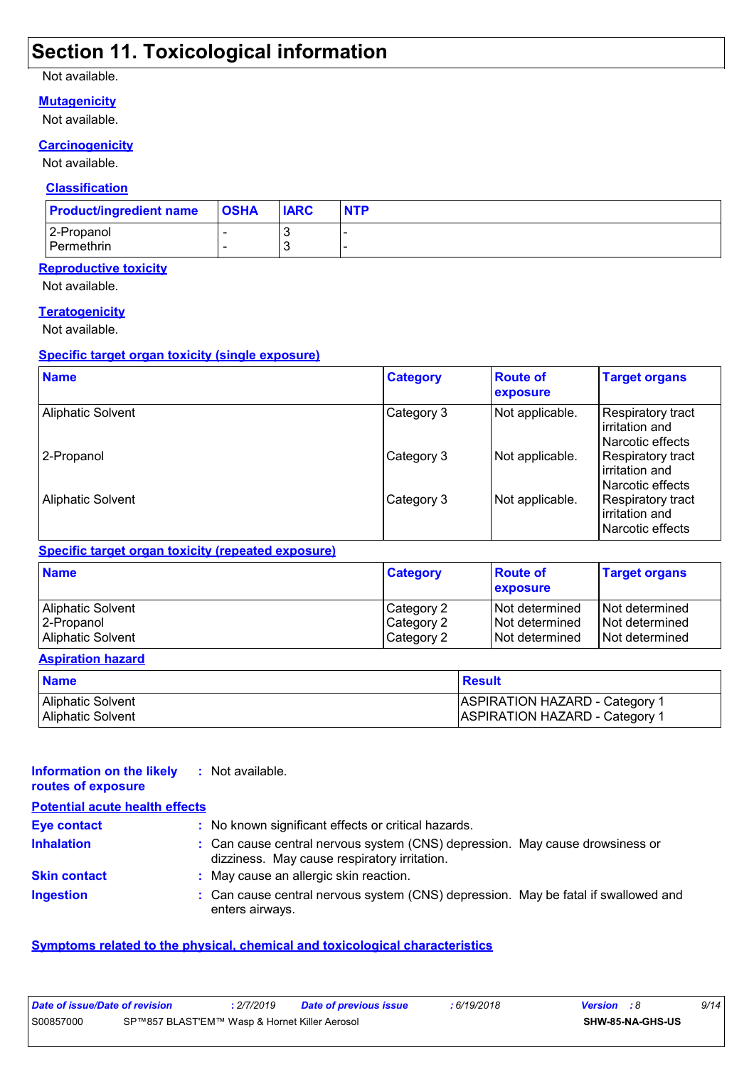## Section 11. Toxicological information

Not available.

**Mutagenicity**

Not available.

**Carcinogenicity**

Not available.

**Classification**

| Product/ingredient name | OSHA | IARC | NTP |
|---|---|---|---|
| 2-Propanol | - | 3 | - |
| Permethrin | - | 3 | - |

**Reproductive toxicity**

Not available.

**Teratogenicity**

Not available.

**Specific target organ toxicity (single exposure)**

| Name | Category | Route of exposure | Target organs |
|---|---|---|---|
| Aliphatic Solvent | Category 3 | Not applicable. | Respiratory tract irritation and Narcotic effects |
| 2-Propanol | Category 3 | Not applicable. | Respiratory tract irritation and Narcotic effects |
| Aliphatic Solvent | Category 3 | Not applicable. | Respiratory tract irritation and Narcotic effects |

**Specific target organ toxicity (repeated exposure)**

| Name | Category | Route of exposure | Target organs |
|---|---|---|---|
| Aliphatic Solvent | Category 2 | Not determined | Not determined |
| 2-Propanol | Category 2 | Not determined | Not determined |
| Aliphatic Solvent | Category 2 | Not determined | Not determined |

**Aspiration hazard**

| Name | Result |
|---|---|
| Aliphatic Solvent | ASPIRATION HAZARD - Category 1 |
| Aliphatic Solvent | ASPIRATION HAZARD - Category 1 |

**Information on the likely routes of exposure** : Not available.

**Potential acute health effects**

**Eye contact** : No known significant effects or critical hazards.

**Inhalation** : Can cause central nervous system (CNS) depression. May cause drowsiness or dizziness. May cause respiratory irritation.

**Skin contact** : May cause an allergic skin reaction.

**Ingestion** : Can cause central nervous system (CNS) depression. May be fatal if swallowed and enters airways.

**Symptoms related to the physical, chemical and toxicological characteristics**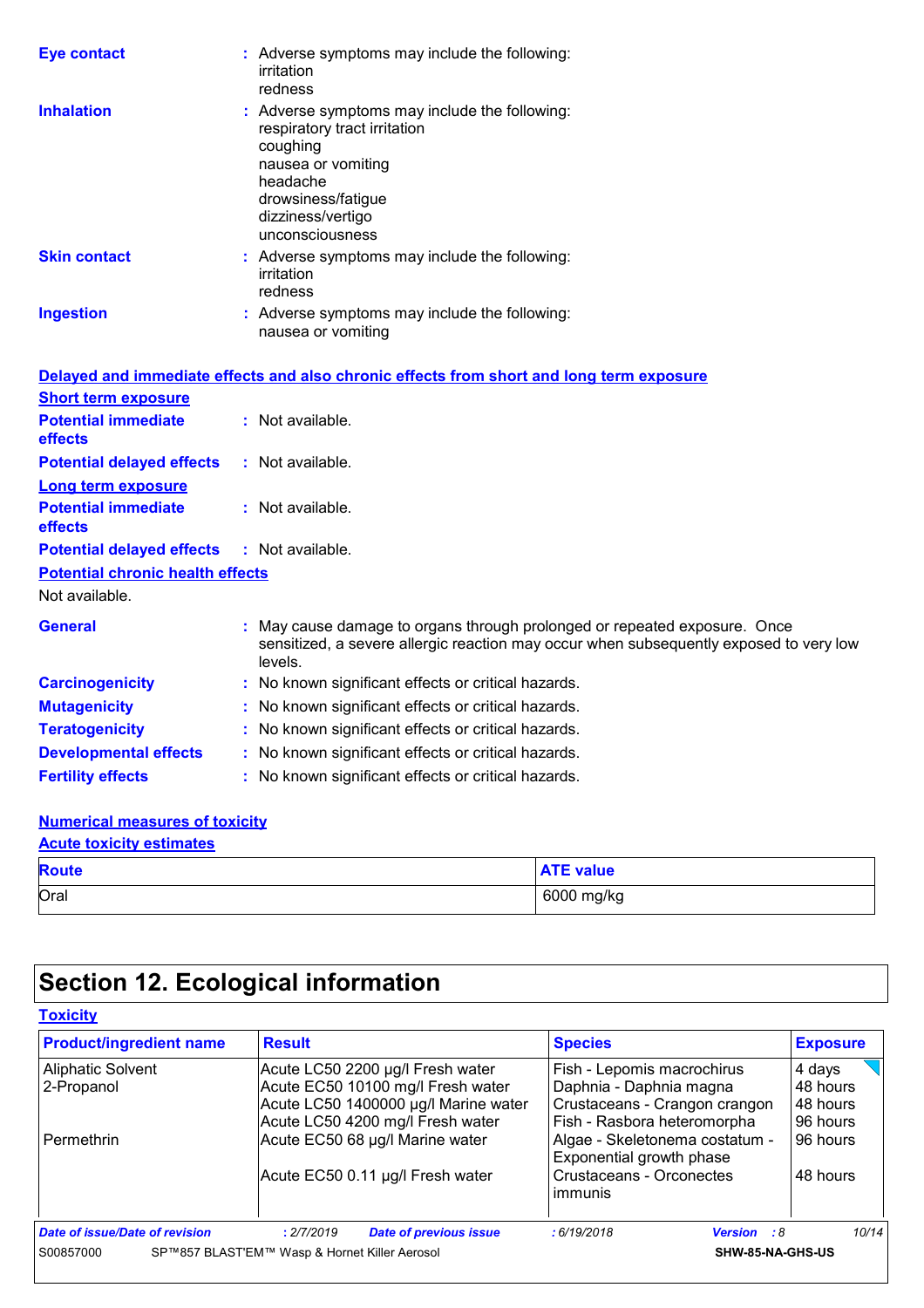**Eye contact** : Adverse symptoms may include the following:
irritation
redness

**Inhalation** : Adverse symptoms may include the following:
respiratory tract irritation
coughing
nausea or vomiting
headache
drowsiness/fatigue
dizziness/vertigo
unconsciousness

**Skin contact** : Adverse symptoms may include the following:
irritation
redness

**Ingestion** : Adverse symptoms may include the following:
nausea or vomiting

### Delayed and immediate effects and also chronic effects from short and long term exposure

**Short term exposure**

**Potential immediate effects** : Not available.

**Potential delayed effects** : Not available.

**Long term exposure**

**Potential immediate effects** : Not available.

**Potential delayed effects** : Not available.

**Potential chronic health effects**

Not available.

**General** : May cause damage to organs through prolonged or repeated exposure. Once sensitized, a severe allergic reaction may occur when subsequently exposed to very low levels.

**Carcinogenicity** : No known significant effects or critical hazards.

**Mutagenicity** : No known significant effects or critical hazards.

**Teratogenicity** : No known significant effects or critical hazards.

**Developmental effects** : No known significant effects or critical hazards.

**Fertility effects** : No known significant effects or critical hazards.

### Numerical measures of toxicity

**Acute toxicity estimates**

| Route | ATE value |
|---|---|
| Oral | 6000 mg/kg |

## Section 12. Ecological information

### Toxicity

| Product/ingredient name | Result | Species | Exposure |
|---|---|---|---|
| Aliphatic Solvent | Acute LC50 2200 µg/l Fresh water | Fish - Lepomis macrochirus | 4 days |
| 2-Propanol | Acute EC50 10100 mg/l Fresh water | Daphnia - Daphnia magna | 48 hours |
| | Acute LC50 1400000 µg/l Marine water | Crustaceans - Crangon crangon | 48 hours |
| | Acute LC50 4200 mg/l Fresh water | Fish - Rasbora heteromorpha | 96 hours |
| Permethrin | Acute EC50 68 µg/l Marine water | Algae - Skeletonema costatum - Exponential growth phase | 96 hours |
| | Acute EC50 0.11 µg/l Fresh water | Crustaceans - Orconectes immunis | 48 hours |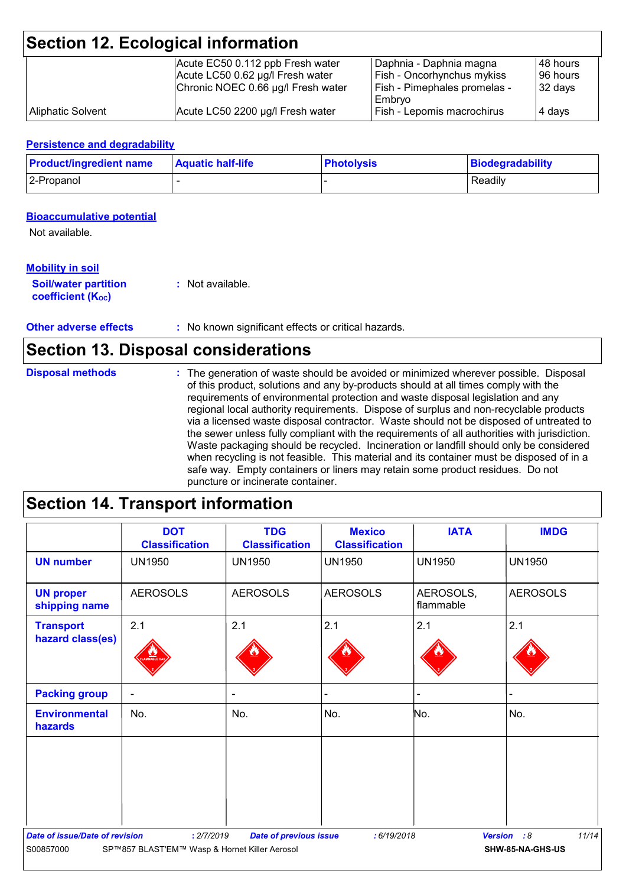## Section 12. Ecological information

| | | | |
|---|---|---|---|
| | Acute EC50 0.112 ppb Fresh water | Daphnia - Daphnia magna | 48 hours |
| | Acute LC50 0.62 µg/l Fresh water | Fish - Oncorhynchus mykiss | 96 hours |
| | Chronic NOEC 0.66 µg/l Fresh water | Fish - Pimephales promelas - Embryo | 32 days |
| Aliphatic Solvent | Acute LC50 2200 µg/l Fresh water | Fish - Lepomis macrochirus | 4 days |

### Persistence and degradability

| Product/ingredient name | Aquatic half-life | Photolysis | Biodegradability |
|---|---|---|---|
| 2-Propanol | - | - | Readily |

### Bioaccumulative potential

Not available.

### Mobility in soil

**Soil/water partition coefficient ($K_{OC}$)** : Not available.

**Other adverse effects** : No known significant effects or critical hazards.

## Section 13. Disposal considerations

**Disposal methods** : The generation of waste should be avoided or minimized wherever possible. Disposal of this product, solutions and any by-products should at all times comply with the requirements of environmental protection and waste disposal legislation and any regional local authority requirements. Dispose of surplus and non-recyclable products via a licensed waste disposal contractor. Waste should not be disposed of untreated to the sewer unless fully compliant with the requirements of all authorities with jurisdiction. Waste packaging should be recycled. Incineration or landfill should only be considered when recycling is not feasible. This material and its container must be disposed of in a safe way. Empty containers or liners may retain some product residues. Do not puncture or incinerate container.

## Section 14. Transport information

| | DOT Classification | TDG Classification | Mexico Classification | IATA | IMDG |
|---|---|---|---|---|---|
| UN number | UN1950 | UN1950 | UN1950 | UN1950 | UN1950 |
| UN proper shipping name | AEROSOLS | AEROSOLS | AEROSOLS | AEROSOLS, flammable | AEROSOLS |
| Transport hazard class(es) | 2.1 | 2.1 | 2.1 | 2.1 | 2.1 |
| Packing group | - | - | - | - | - |
| Environmental hazards | No. | No. | No. | No. | No. |

*Date of issue/Date of revision* : 2/7/2019 *Date of previous issue* : 6/19/2018 *Version* : 8

S00857000 SP™857 BLAST'EM™ Wasp & Hornet Killer Aerosol SHW-85-NA-GHS-US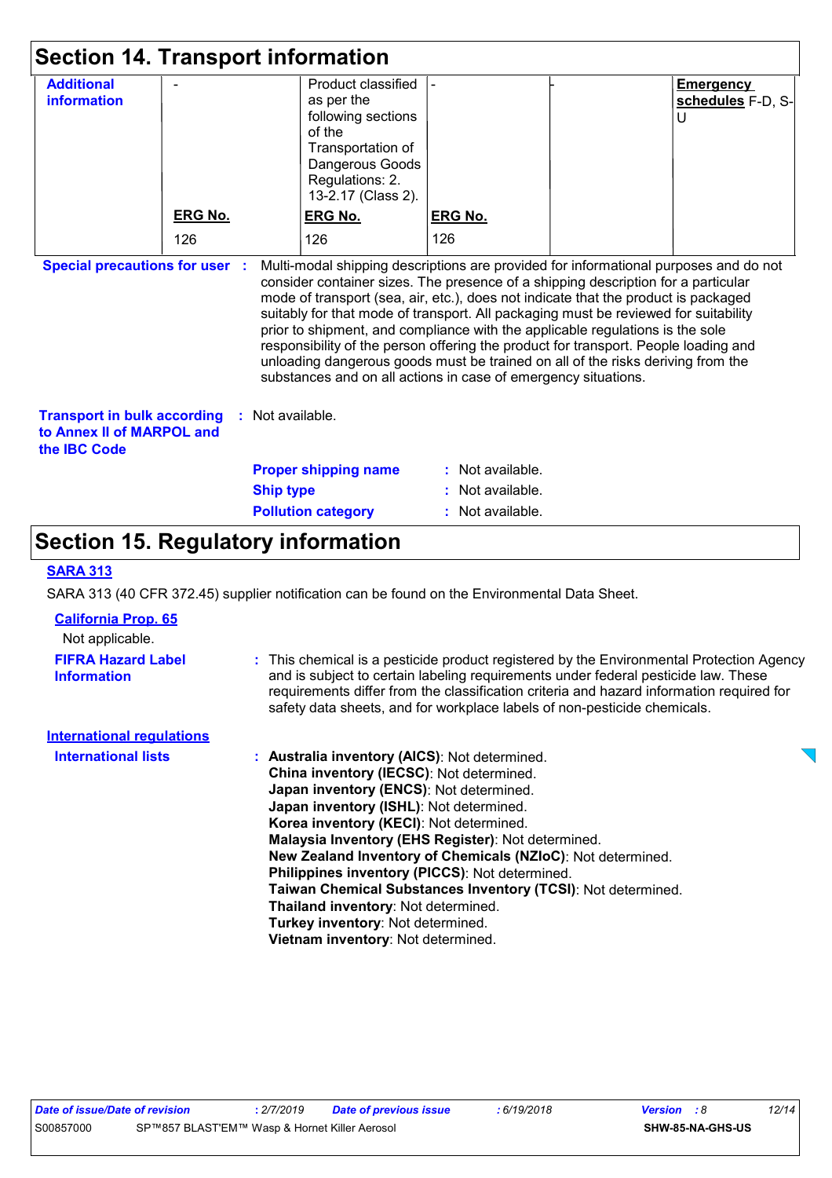## Section 14. Transport information

| Additional information | - | Product classified as per the following sections of the Transportation of Dangerous Goods Regulations: 2.13-2.17 (Class 2). | - | - | **Emergency schedules** F-D, S-U |
|---|---|---|---|---|---|
| | **ERG No.** | **ERG No.** | **ERG No.** | | |
| | 126 | 126 | 126 | | |

**Special precautions for user** : Multi-modal shipping descriptions are provided for informational purposes and do not consider container sizes. The presence of a shipping description for a particular mode of transport (sea, air, etc.), does not indicate that the product is packaged suitably for that mode of transport. All packaging must be reviewed for suitability prior to shipment, and compliance with the applicable regulations is the sole responsibility of the person offering the product for transport. People loading and unloading dangerous goods must be trained on all of the risks deriving from the substances and on all actions in case of emergency situations.

**Transport in bulk according to Annex II of MARPOL and the IBC Code** : Not available.

**Proper shipping name** : Not available.

**Ship type** : Not available.

**Pollution category** : Not available.

## Section 15. Regulatory information

**SARA 313**

SARA 313 (40 CFR 372.45) supplier notification can be found on the Environmental Data Sheet.

**California Prop. 65**

Not applicable.

**FIFRA Hazard Label Information** : This chemical is a pesticide product registered by the Environmental Protection Agency and is subject to certain labeling requirements under federal pesticide law. These requirements differ from the classification criteria and hazard information required for safety data sheets, and for workplace labels of non-pesticide chemicals.

**International regulations**

**International lists** :
- **Australia inventory (AICS)**: Not determined.
- **China inventory (IECSC)**: Not determined.
- **Japan inventory (ENCS)**: Not determined.
- **Japan inventory (ISHL)**: Not determined.
- **Korea inventory (KECI)**: Not determined.
- **Malaysia Inventory (EHS Register)**: Not determined.
- **New Zealand Inventory of Chemicals (NZIoC)**: Not determined.
- **Philippines inventory (PICCS)**: Not determined.
- **Taiwan Chemical Substances Inventory (TCSI)**: Not determined.
- **Thailand inventory**: Not determined.
- **Turkey inventory**: Not determined.
- **Vietnam inventory**: Not determined.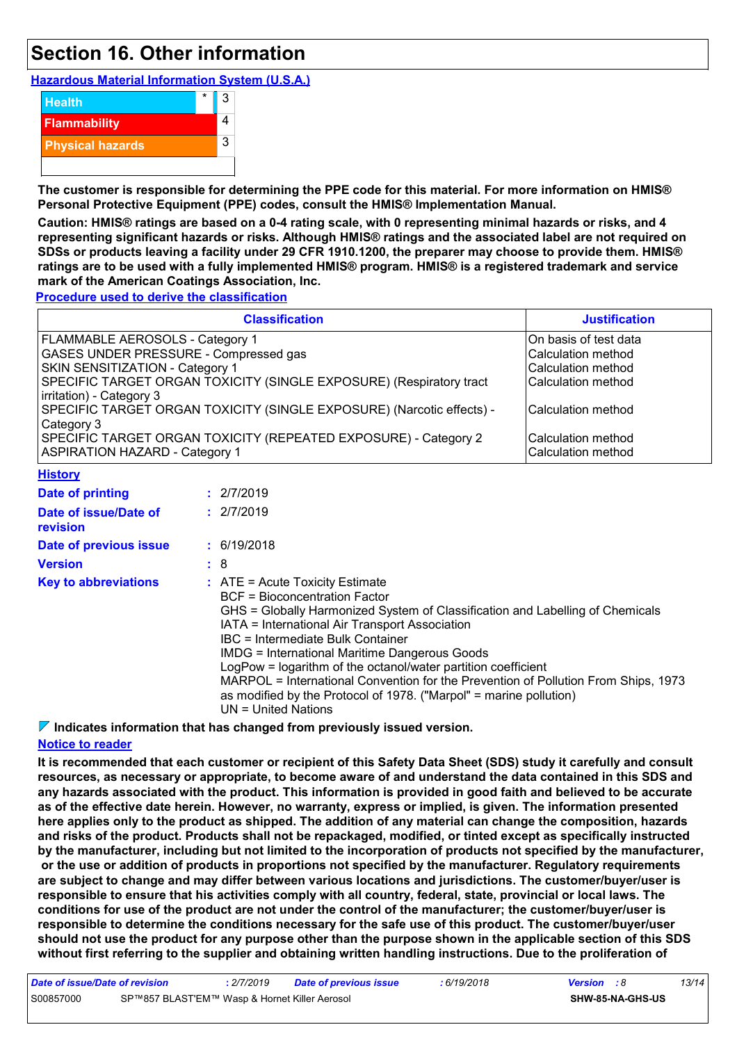# Section 16. Other information

**Hazardous Material Information System (U.S.A.)**

| | | |
|---|---|---|
| Health | * | 3 |
| Flammability | | 4 |
| Physical hazards | | 3 |
| | | |

**The customer is responsible for determining the PPE code for this material. For more information on HMIS® Personal Protective Equipment (PPE) codes, consult the HMIS® Implementation Manual.**

**Caution: HMIS® ratings are based on a 0-4 rating scale, with 0 representing minimal hazards or risks, and 4 representing significant hazards or risks. Although HMIS® ratings and the associated label are not required on SDSs or products leaving a facility under 29 CFR 1910.1200, the preparer may choose to provide them. HMIS® ratings are to be used with a fully implemented HMIS® program. HMIS® is a registered trademark and service mark of the American Coatings Association, Inc.**

**Procedure used to derive the classification**

| Classification | Justification |
|---|---|
| FLAMMABLE AEROSOLS - Category 1 | On basis of test data |
| GASES UNDER PRESSURE - Compressed gas | Calculation method |
| SKIN SENSITIZATION - Category 1 | Calculation method |
| SPECIFIC TARGET ORGAN TOXICITY (SINGLE EXPOSURE) (Respiratory tract irritation) - Category 3 | Calculation method |
| SPECIFIC TARGET ORGAN TOXICITY (SINGLE EXPOSURE) (Narcotic effects) - Category 3 | Calculation method |
| SPECIFIC TARGET ORGAN TOXICITY (REPEATED EXPOSURE) - Category 2 | Calculation method |
| ASPIRATION HAZARD - Category 1 | Calculation method |

**History**

**Date of printing** : 2/7/2019

**Date of issue/Date of revision** : 2/7/2019

**Date of previous issue** : 6/19/2018

**Version** : 8

**Key to abbreviations** : ATE = Acute Toxicity Estimate
BCF = Bioconcentration Factor
GHS = Globally Harmonized System of Classification and Labelling of Chemicals
IATA = International Air Transport Association
IBC = Intermediate Bulk Container
IMDG = International Maritime Dangerous Goods
LogPow = logarithm of the octanol/water partition coefficient
MARPOL = International Convention for the Prevention of Pollution From Ships, 1973 as modified by the Protocol of 1978. ("Marpol" = marine pollution)
UN = United Nations

**Indicates information that has changed from previously issued version.**

**Notice to reader**

**It is recommended that each customer or recipient of this Safety Data Sheet (SDS) study it carefully and consult resources, as necessary or appropriate, to become aware of and understand the data contained in this SDS and any hazards associated with the product. This information is provided in good faith and believed to be accurate as of the effective date herein. However, no warranty, express or implied, is given. The information presented here applies only to the product as shipped. The addition of any material can change the composition, hazards and risks of the product. Products shall not be repackaged, modified, or tinted except as specifically instructed by the manufacturer, including but not limited to the incorporation of products not specified by the manufacturer, or the use or addition of products in proportions not specified by the manufacturer. Regulatory requirements are subject to change and may differ between various locations and jurisdictions. The customer/buyer/user is responsible to ensure that his activities comply with all country, federal, state, provincial or local laws. The conditions for use of the product are not under the control of the manufacturer; the customer/buyer/user is responsible to determine the conditions necessary for the safe use of this product. The customer/buyer/user should not use the product for any purpose other than the purpose shown in the applicable section of this SDS without first referring to the supplier and obtaining written handling instructions. Due to the proliferation of**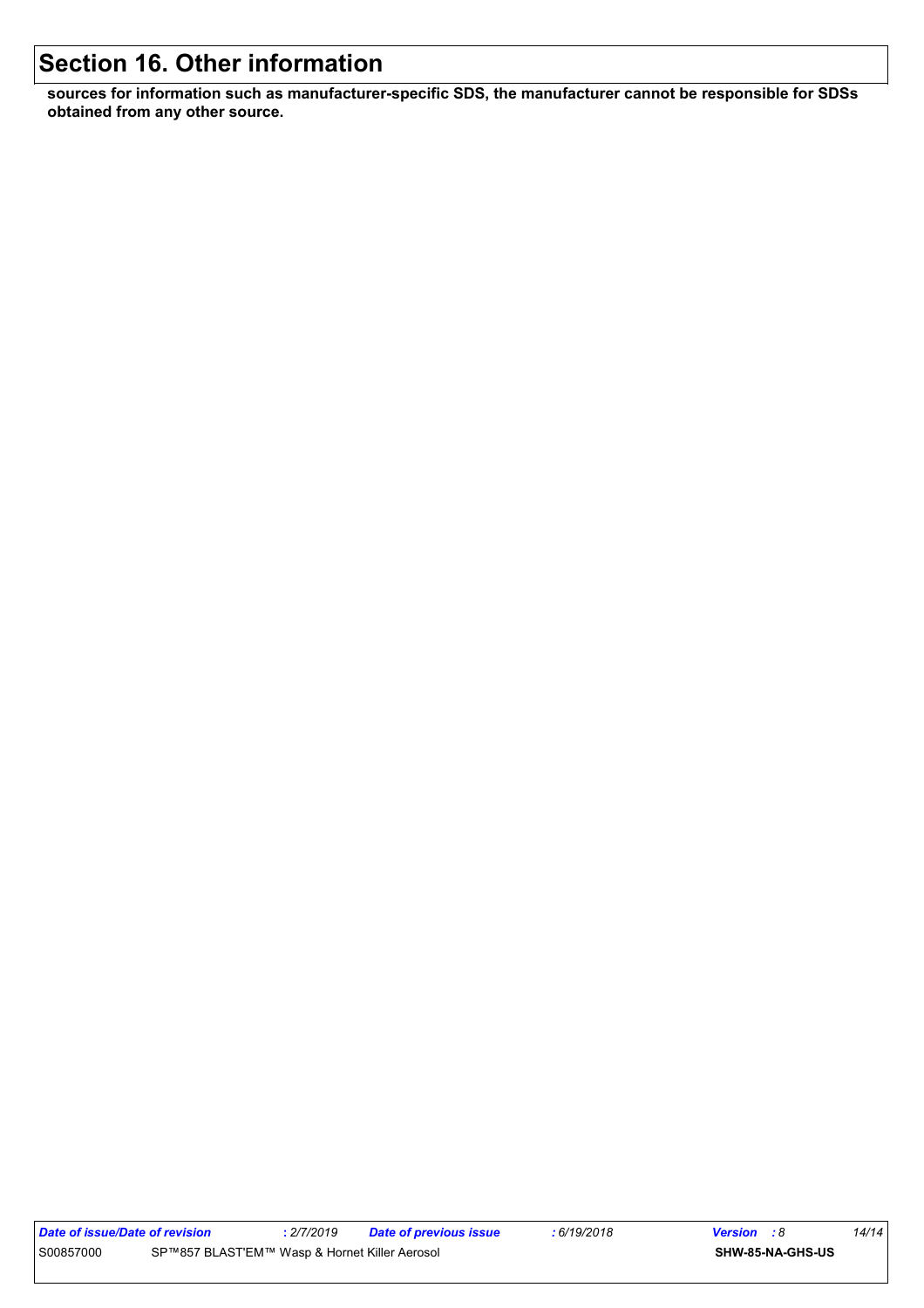# Section 16. Other information

**sources for information such as manufacturer-specific SDS, the manufacturer cannot be responsible for SDSs obtained from any other source.**